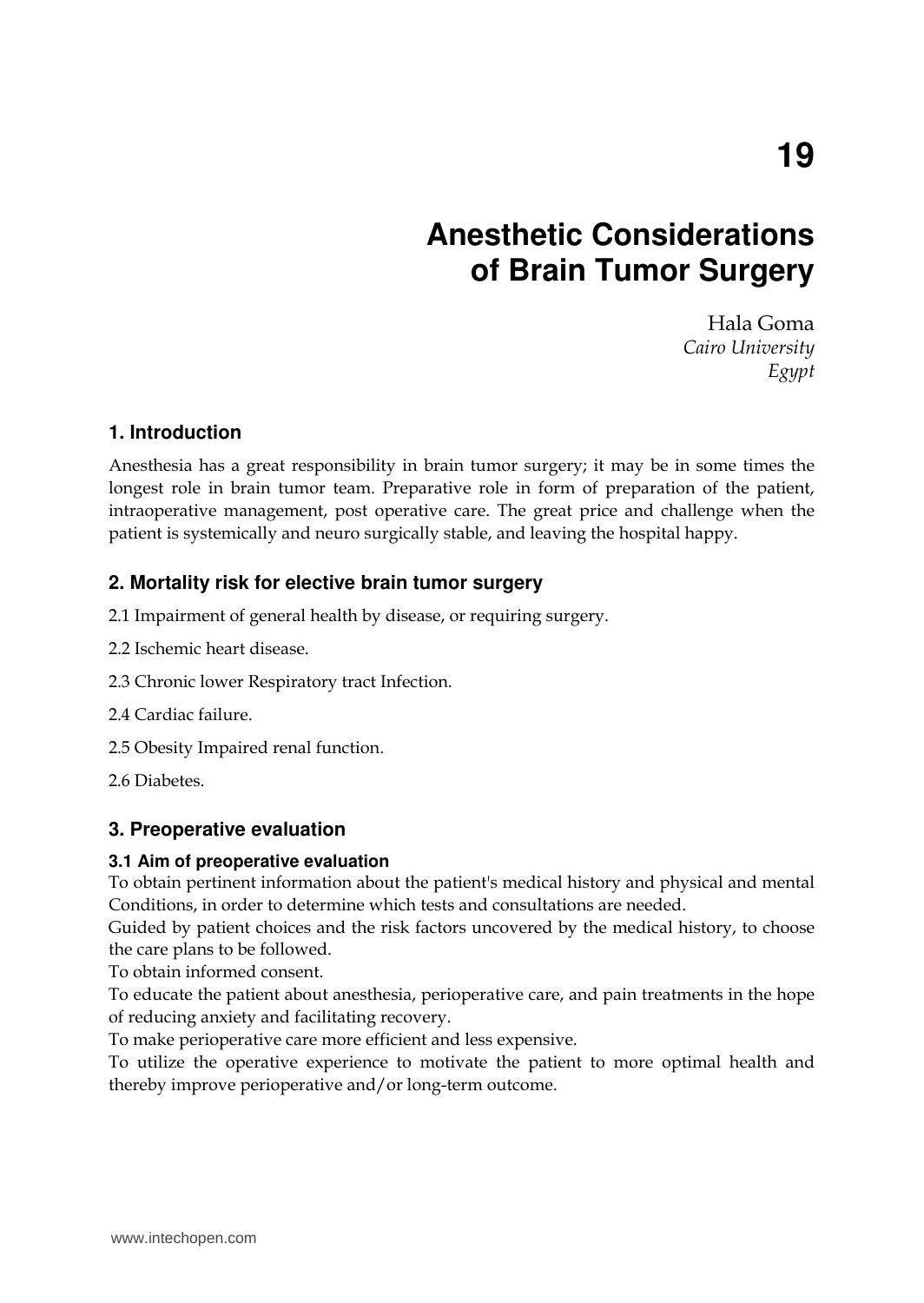# 19

# Anesthetic Considerations of Brain Tumor Surgery

Hala Goma
*Cairo University*
*Egypt*

## 1. Introduction

Anesthesia has a great responsibility in brain tumor surgery; it may be in some times the longest role in brain tumor team. Preparative role in form of preparation of the patient, intraoperative management, post operative care. The great price and challenge when the patient is systemically and neuro surgically stable, and leaving the hospital happy.

## 2. Mortality risk for elective brain tumor surgery

2.1 Impairment of general health by disease, or requiring surgery.

2.2 Ischemic heart disease.

2.3 Chronic lower Respiratory tract Infection.

2.4 Cardiac failure.

2.5 Obesity Impaired renal function.

2.6 Diabetes.

## 3. Preoperative evaluation

### 3.1 Aim of preoperative evaluation

To obtain pertinent information about the patient's medical history and physical and mental Conditions, in order to determine which tests and consultations are needed.

Guided by patient choices and the risk factors uncovered by the medical history, to choose the care plans to be followed.

To obtain informed consent.

To educate the patient about anesthesia, perioperative care, and pain treatments in the hope of reducing anxiety and facilitating recovery.

To make perioperative care more efficient and less expensive.

To utilize the operative experience to motivate the patient to more optimal health and thereby improve perioperative and/or long-term outcome.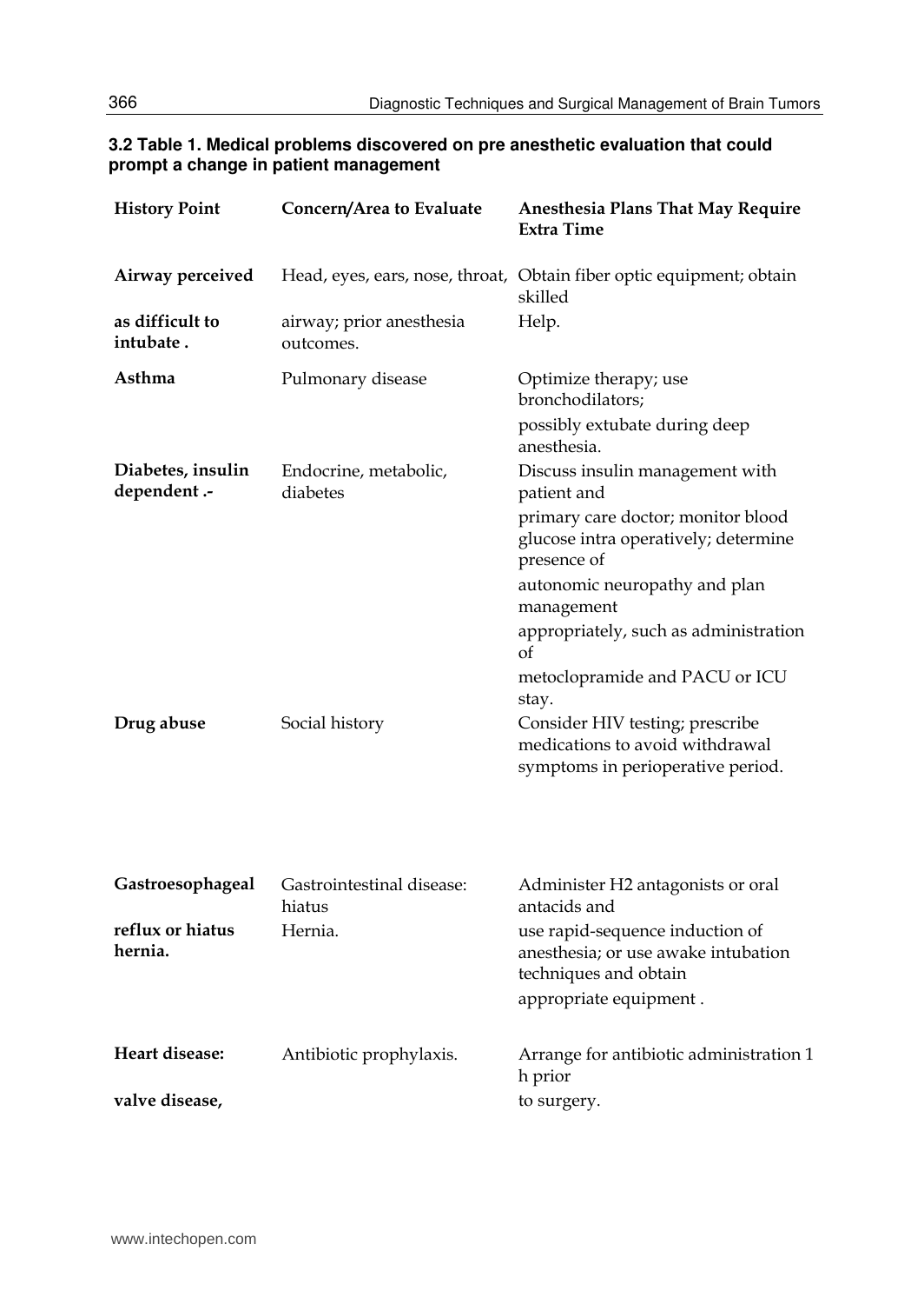### 3.2 Table 1. Medical problems discovered on pre anesthetic evaluation that could prompt a change in patient management

| History Point | Concern/Area to Evaluate | Anesthesia Plans That May Require Extra Time |
|---|---|---|
| **Airway perceived as difficult to intubate .** | Head, eyes, ears, nose, throat, airway; prior anesthesia outcomes. | Obtain fiber optic equipment; obtain skilled Help. |
| **Asthma** | Pulmonary disease | Optimize therapy; use bronchodilators; possibly extubate during deep anesthesia. |
| **Diabetes, insulin dependent .-** | Endocrine, metabolic, diabetes | Discuss insulin management with patient and primary care doctor; monitor blood glucose intra operatively; determine presence of autonomic neuropathy and plan management appropriately, such as administration of metoclopramide and PACU or ICU stay. |
| **Drug abuse** | Social history | Consider HIV testing; prescribe medications to avoid withdrawal symptoms in perioperative period. |
| **Gastroesophageal reflux or hiatus hernia.** | Gastrointestinal disease: hiatus Hernia. | Administer H2 antagonists or oral antacids and use rapid-sequence induction of anesthesia; or use awake intubation techniques and obtain appropriate equipment . |
| **Heart disease: valve disease,** | Antibiotic prophylaxis. | Arrange for antibiotic administration 1 h prior to surgery. |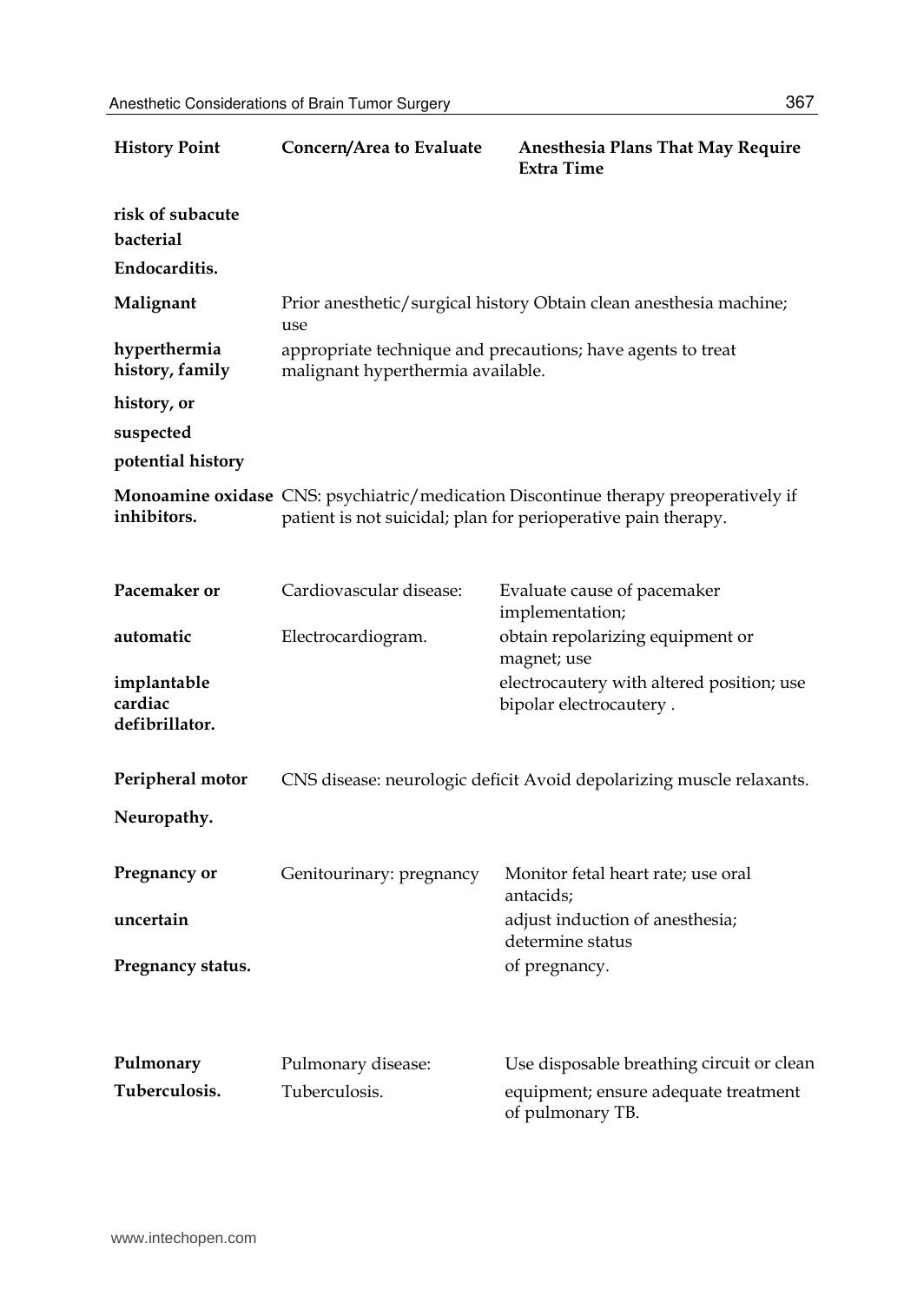| History Point | Concern/Area to Evaluate | Anesthesia Plans That May Require Extra Time |
|---|---|---|
| **risk of subacute bacterial Endocarditis.** | | |
| **Malignant hyperthermia history, family history, or suspected potential history** | Prior anesthetic/surgical history | Obtain clean anesthesia machine; use appropriate technique and precautions; have agents to treat malignant hyperthermia available. |
| **Monoamine oxidase inhibitors.** | CNS: psychiatric/medication | Discontinue therapy preoperatively if patient is not suicidal; plan for perioperative pain therapy. |
| **Pacemaker or automatic implantable cardiac defibrillator.** | Cardiovascular disease: Electrocardiogram. | Evaluate cause of pacemaker implementation; obtain repolarizing equipment or magnet; use electrocautery with altered position; use bipolar electrocautery . |
| **Peripheral motor Neuropathy.** | CNS disease: neurologic deficit | Avoid depolarizing muscle relaxants. |
| **Pregnancy or uncertain Pregnancy status.** | Genitourinary: pregnancy | Monitor fetal heart rate; use oral antacids; adjust induction of anesthesia; determine status of pregnancy. |
| **Pulmonary Tuberculosis.** | Pulmonary disease: Tuberculosis. | Use disposable breathing circuit or clean equipment; ensure adequate treatment of pulmonary TB. |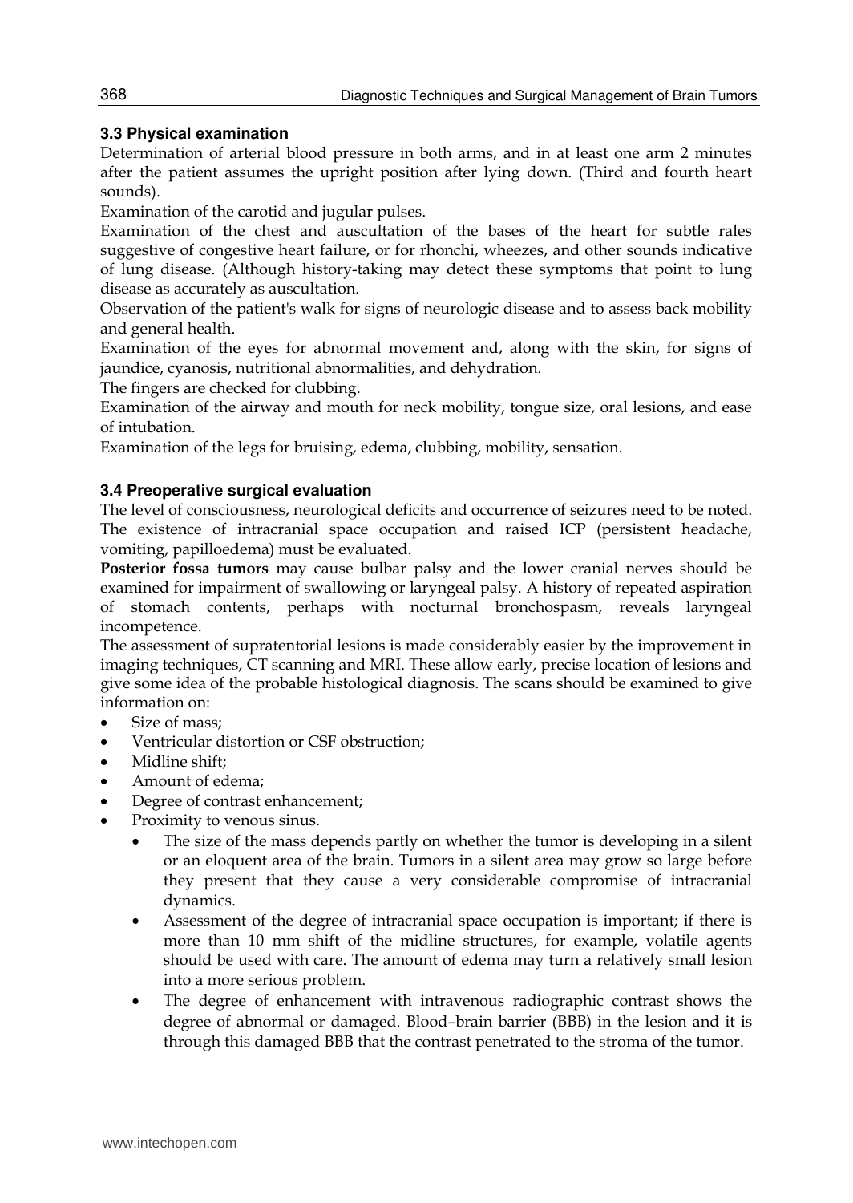### 3.3 Physical examination

Determination of arterial blood pressure in both arms, and in at least one arm 2 minutes after the patient assumes the upright position after lying down. (Third and fourth heart sounds).

Examination of the carotid and jugular pulses.

Examination of the chest and auscultation of the bases of the heart for subtle rales suggestive of congestive heart failure, or for rhonchi, wheezes, and other sounds indicative of lung disease. (Although history-taking may detect these symptoms that point to lung disease as accurately as auscultation.

Observation of the patient's walk for signs of neurologic disease and to assess back mobility and general health.

Examination of the eyes for abnormal movement and, along with the skin, for signs of jaundice, cyanosis, nutritional abnormalities, and dehydration.

The fingers are checked for clubbing.

Examination of the airway and mouth for neck mobility, tongue size, oral lesions, and ease of intubation.

Examination of the legs for bruising, edema, clubbing, mobility, sensation.

### 3.4 Preoperative surgical evaluation

The level of consciousness, neurological deficits and occurrence of seizures need to be noted. The existence of intracranial space occupation and raised ICP (persistent headache, vomiting, papilloedema) must be evaluated.

**Posterior fossa tumors** may cause bulbar palsy and the lower cranial nerves should be examined for impairment of swallowing or laryngeal palsy. A history of repeated aspiration of stomach contents, perhaps with nocturnal bronchospasm, reveals laryngeal incompetence.

The assessment of supratentorial lesions is made considerably easier by the improvement in imaging techniques, CT scanning and MRI. These allow early, precise location of lesions and give some idea of the probable histological diagnosis. The scans should be examined to give information on:

- Size of mass;
- Ventricular distortion or CSF obstruction;
- Midline shift;
- Amount of edema;
- Degree of contrast enhancement;
- Proximity to venous sinus.
  - The size of the mass depends partly on whether the tumor is developing in a silent or an eloquent area of the brain. Tumors in a silent area may grow so large before they present that they cause a very considerable compromise of intracranial dynamics.
  - Assessment of the degree of intracranial space occupation is important; if there is more than 10 mm shift of the midline structures, for example, volatile agents should be used with care. The amount of edema may turn a relatively small lesion into a more serious problem.
  - The degree of enhancement with intravenous radiographic contrast shows the degree of abnormal or damaged. Blood–brain barrier (BBB) in the lesion and it is through this damaged BBB that the contrast penetrated to the stroma of the tumor.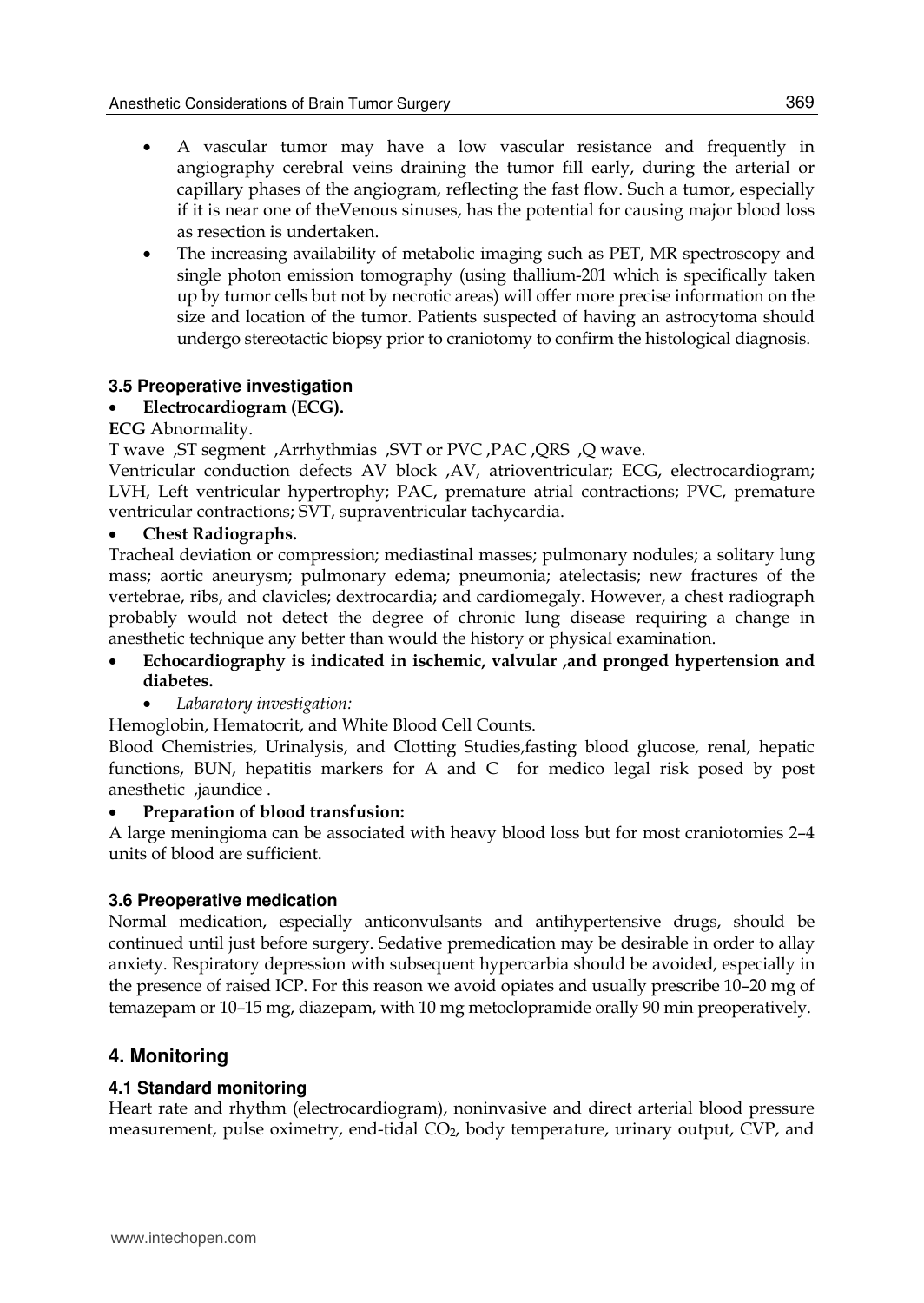- A vascular tumor may have a low vascular resistance and frequently in angiography cerebral veins draining the tumor fill early, during the arterial or capillary phases of the angiogram, reflecting the fast flow. Such a tumor, especially if it is near one of theVenous sinuses, has the potential for causing major blood loss as resection is undertaken.
- The increasing availability of metabolic imaging such as PET, MR spectroscopy and single photon emission tomography (using thallium-201 which is specifically taken up by tumor cells but not by necrotic areas) will offer more precise information on the size and location of the tumor. Patients suspected of having an astrocytoma should undergo stereotactic biopsy prior to craniotomy to confirm the histological diagnosis.

### 3.5 Preoperative investigation

- **Electrocardiogram (ECG).**

**ECG** Abnormality.

T wave ,ST segment ,Arrhythmias ,SVT or PVC ,PAC ,QRS ,Q wave.

Ventricular conduction defects AV block ,AV, atrioventricular; ECG, electrocardiogram; LVH, Left ventricular hypertrophy; PAC, premature atrial contractions; PVC, premature ventricular contractions; SVT, supraventricular tachycardia.

- **Chest Radiographs.**

Tracheal deviation or compression; mediastinal masses; pulmonary nodules; a solitary lung mass; aortic aneurysm; pulmonary edema; pneumonia; atelectasis; new fractures of the vertebrae, ribs, and clavicles; dextrocardia; and cardiomegaly. However, a chest radiograph probably would not detect the degree of chronic lung disease requiring a change in anesthetic technique any better than would the history or physical examination.

- **Echocardiography is indicated in ischemic, valvular ,and pronged hypertension and diabetes.**
  - *Labaratory investigation:*

Hemoglobin, Hematocrit, and White Blood Cell Counts.

Blood Chemistries, Urinalysis, and Clotting Studies,fasting blood glucose, renal, hepatic functions, BUN, hepatitis markers for A and C for medico legal risk posed by post anesthetic ,jaundice .

- **Preparation of blood transfusion:**

A large meningioma can be associated with heavy blood loss but for most craniotomies 2–4 units of blood are sufficient.

### 3.6 Preoperative medication

Normal medication, especially anticonvulsants and antihypertensive drugs, should be continued until just before surgery. Sedative premedication may be desirable in order to allay anxiety. Respiratory depression with subsequent hypercarbia should be avoided, especially in the presence of raised ICP. For this reason we avoid opiates and usually prescribe 10–20 mg of temazepam or 10–15 mg, diazepam, with 10 mg metoclopramide orally 90 min preoperatively.

## 4. Monitoring

### 4.1 Standard monitoring

Heart rate and rhythm (electrocardiogram), noninvasive and direct arterial blood pressure measurement, pulse oximetry, end-tidal $CO_2$, body temperature, urinary output, CVP, and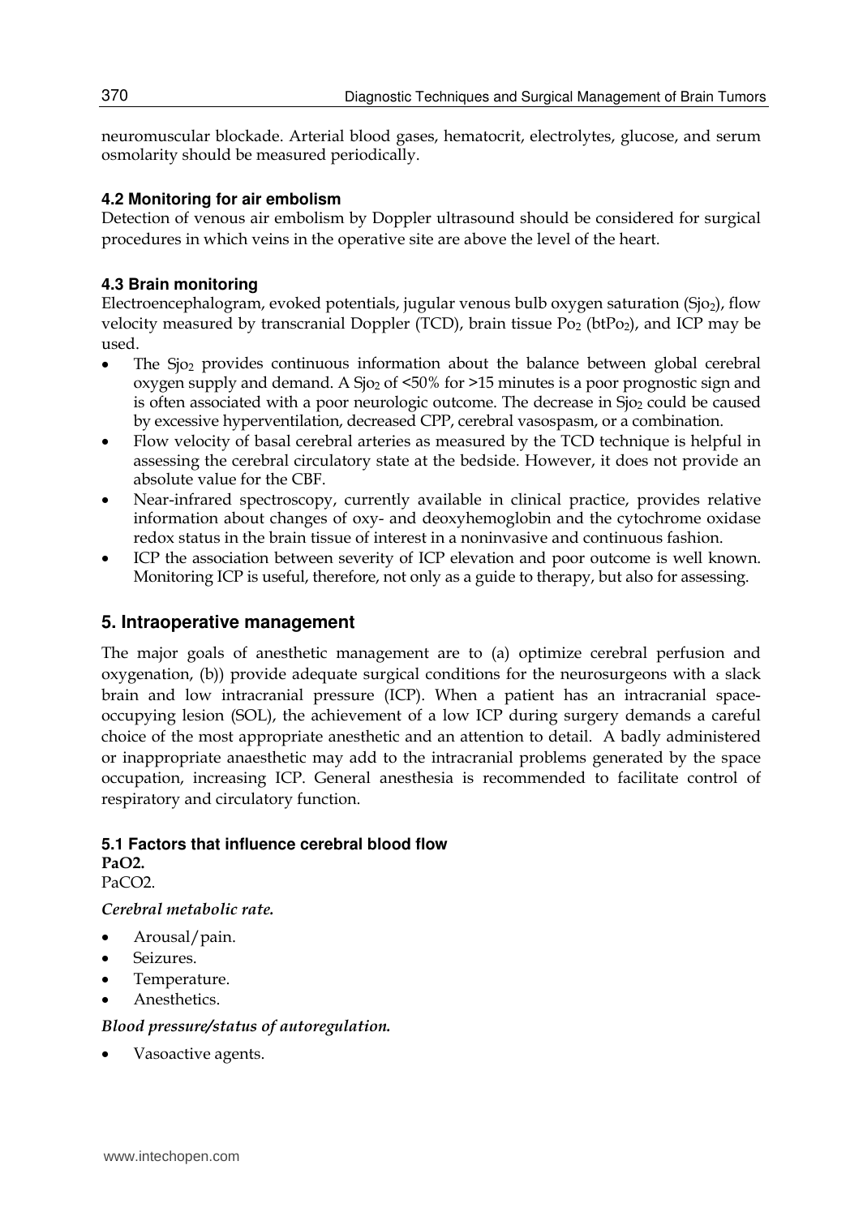neuromuscular blockade. Arterial blood gases, hematocrit, electrolytes, glucose, and serum osmolarity should be measured periodically.

### 4.2 Monitoring for air embolism

Detection of venous air embolism by Doppler ultrasound should be considered for surgical procedures in which veins in the operative site are above the level of the heart.

### 4.3 Brain monitoring

Electroencephalogram, evoked potentials, jugular venous bulb oxygen saturation ($Sjo_2$), flow velocity measured by transcranial Doppler (TCD), brain tissue $Po_2$ ($btPo_2$), and ICP may be used.

- The $Sjo_2$ provides continuous information about the balance between global cerebral oxygen supply and demand. A $Sjo_2$ of <50% for >15 minutes is a poor prognostic sign and is often associated with a poor neurologic outcome. The decrease in $Sjo_2$ could be caused by excessive hyperventilation, decreased CPP, cerebral vasospasm, or a combination.
- Flow velocity of basal cerebral arteries as measured by the TCD technique is helpful in assessing the cerebral circulatory state at the bedside. However, it does not provide an absolute value for the CBF.
- Near-infrared spectroscopy, currently available in clinical practice, provides relative information about changes of oxy- and deoxyhemoglobin and the cytochrome oxidase redox status in the brain tissue of interest in a noninvasive and continuous fashion.
- ICP the association between severity of ICP elevation and poor outcome is well known. Monitoring ICP is useful, therefore, not only as a guide to therapy, but also for assessing.

## 5. Intraoperative management

The major goals of anesthetic management are to (a) optimize cerebral perfusion and oxygenation, (b)) provide adequate surgical conditions for the neurosurgeons with a slack brain and low intracranial pressure (ICP). When a patient has an intracranial space-occupying lesion (SOL), the achievement of a low ICP during surgery demands a careful choice of the most appropriate anesthetic and an attention to detail. A badly administered or inappropriate anaesthetic may add to the intracranial problems generated by the space occupation, increasing ICP. General anesthesia is recommended to facilitate control of respiratory and circulatory function.

### 5.1 Factors that influence cerebral blood flow

**PaO2.**

PaCO2.

***Cerebral metabolic rate.***

- Arousal/pain.
- Seizures.
- Temperature.
- Anesthetics.

***Blood pressure/status of autoregulation.***

- Vasoactive agents.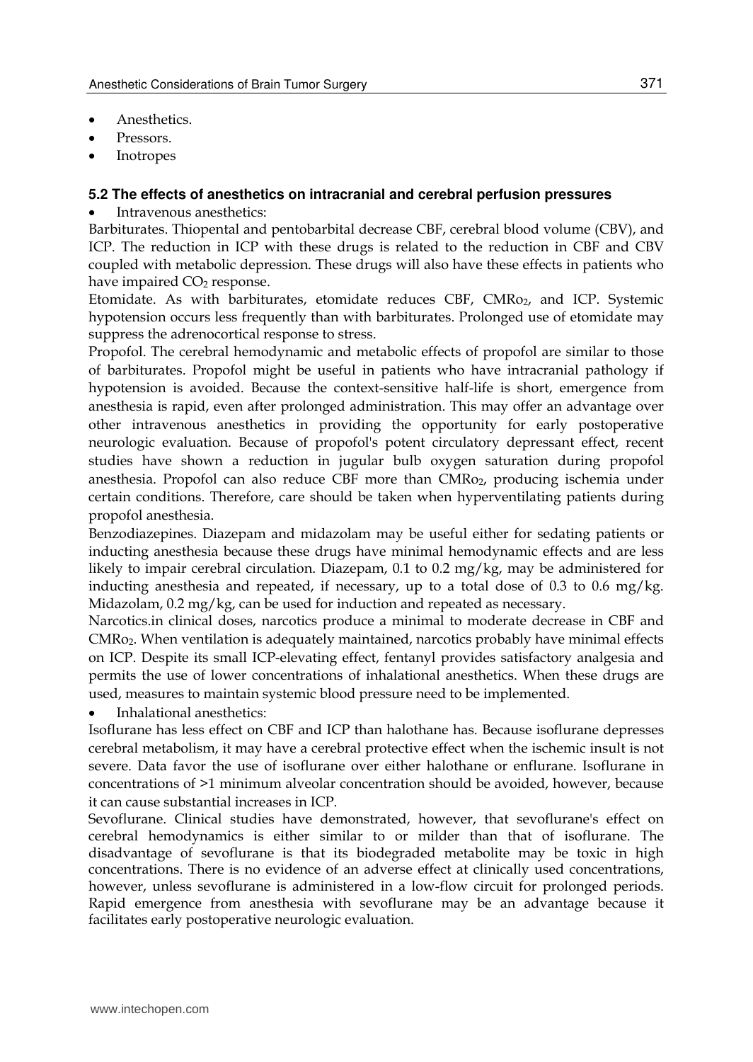- Anesthetics.
- Pressors.
- Inotropes

### 5.2 The effects of anesthetics on intracranial and cerebral perfusion pressures

- Intravenous anesthetics:

Barbiturates. Thiopental and pentobarbital decrease CBF, cerebral blood volume (CBV), and ICP. The reduction in ICP with these drugs is related to the reduction in CBF and CBV coupled with metabolic depression. These drugs will also have these effects in patients who have impaired $CO_2$ response.

Etomidate. As with barbiturates, etomidate reduces CBF, $CMRo_2$, and ICP. Systemic hypotension occurs less frequently than with barbiturates. Prolonged use of etomidate may suppress the adrenocortical response to stress.

Propofol. The cerebral hemodynamic and metabolic effects of propofol are similar to those of barbiturates. Propofol might be useful in patients who have intracranial pathology if hypotension is avoided. Because the context-sensitive half-life is short, emergence from anesthesia is rapid, even after prolonged administration. This may offer an advantage over other intravenous anesthetics in providing the opportunity for early postoperative neurologic evaluation. Because of propofol's potent circulatory depressant effect, recent studies have shown a reduction in jugular bulb oxygen saturation during propofol anesthesia. Propofol can also reduce CBF more than $CMRo_2$, producing ischemia under certain conditions. Therefore, care should be taken when hyperventilating patients during propofol anesthesia.

Benzodiazepines. Diazepam and midazolam may be useful either for sedating patients or inducting anesthesia because these drugs have minimal hemodynamic effects and are less likely to impair cerebral circulation. Diazepam, 0.1 to 0.2 mg/kg, may be administered for inducting anesthesia and repeated, if necessary, up to a total dose of 0.3 to 0.6 mg/kg. Midazolam, 0.2 mg/kg, can be used for induction and repeated as necessary.

Narcotics.in clinical doses, narcotics produce a minimal to moderate decrease in CBF and $CMRo_2$. When ventilation is adequately maintained, narcotics probably have minimal effects on ICP. Despite its small ICP-elevating effect, fentanyl provides satisfactory analgesia and permits the use of lower concentrations of inhalational anesthetics. When these drugs are used, measures to maintain systemic blood pressure need to be implemented.

- Inhalational anesthetics:

Isoflurane has less effect on CBF and ICP than halothane has. Because isoflurane depresses cerebral metabolism, it may have a cerebral protective effect when the ischemic insult is not severe. Data favor the use of isoflurane over either halothane or enflurane. Isoflurane in concentrations of >1 minimum alveolar concentration should be avoided, however, because it can cause substantial increases in ICP.

Sevoflurane. Clinical studies have demonstrated, however, that sevoflurane's effect on cerebral hemodynamics is either similar to or milder than that of isoflurane. The disadvantage of sevoflurane is that its biodegraded metabolite may be toxic in high concentrations. There is no evidence of an adverse effect at clinically used concentrations, however, unless sevoflurane is administered in a low-flow circuit for prolonged periods. Rapid emergence from anesthesia with sevoflurane may be an advantage because it facilitates early postoperative neurologic evaluation.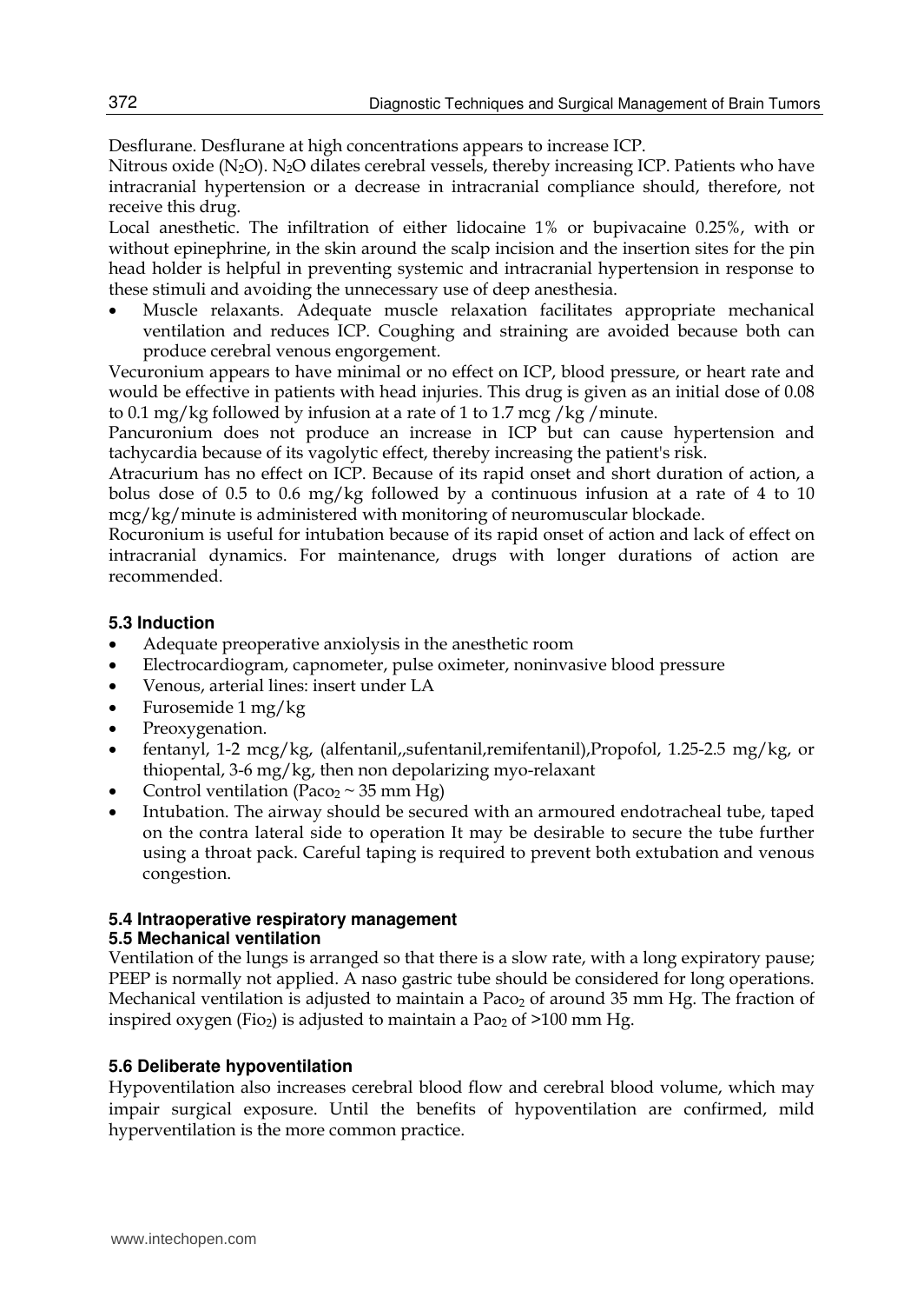Desflurane. Desflurane at high concentrations appears to increase ICP.

Nitrous oxide ($N_2O$). $N_2O$ dilates cerebral vessels, thereby increasing ICP. Patients who have intracranial hypertension or a decrease in intracranial compliance should, therefore, not receive this drug.

Local anesthetic. The infiltration of either lidocaine 1% or bupivacaine 0.25%, with or without epinephrine, in the skin around the scalp incision and the insertion sites for the pin head holder is helpful in preventing systemic and intracranial hypertension in response to these stimuli and avoiding the unnecessary use of deep anesthesia.

- Muscle relaxants. Adequate muscle relaxation facilitates appropriate mechanical ventilation and reduces ICP. Coughing and straining are avoided because both can produce cerebral venous engorgement.

Vecuronium appears to have minimal or no effect on ICP, blood pressure, or heart rate and would be effective in patients with head injuries. This drug is given as an initial dose of 0.08 to 0.1 mg/kg followed by infusion at a rate of 1 to 1.7 mcg /kg /minute.

Pancuronium does not produce an increase in ICP but can cause hypertension and tachycardia because of its vagolytic effect, thereby increasing the patient's risk.

Atracurium has no effect on ICP. Because of its rapid onset and short duration of action, a bolus dose of 0.5 to 0.6 mg/kg followed by a continuous infusion at a rate of 4 to 10 mcg/kg/minute is administered with monitoring of neuromuscular blockade.

Rocuronium is useful for intubation because of its rapid onset of action and lack of effect on intracranial dynamics. For maintenance, drugs with longer durations of action are recommended.

### 5.3 Induction

- Adequate preoperative anxiolysis in the anesthetic room
- Electrocardiogram, capnometer, pulse oximeter, noninvasive blood pressure
- Venous, arterial lines: insert under LA
- Furosemide 1 mg/kg
- Preoxygenation.
- fentanyl, 1-2 mcg/kg, (alfentanil,,sufentanil,remifentanil),Propofol, 1.25-2.5 mg/kg, or thiopental, 3-6 mg/kg, then non depolarizing myo-relaxant
- Control ventilation ($Paco_2 \sim 35$ mm Hg)
- Intubation. The airway should be secured with an armoured endotracheal tube, taped on the contra lateral side to operation It may be desirable to secure the tube further using a throat pack. Careful taping is required to prevent both extubation and venous congestion.

### 5.4 Intraoperative respiratory management

### 5.5 Mechanical ventilation

Ventilation of the lungs is arranged so that there is a slow rate, with a long expiratory pause; PEEP is normally not applied. A naso gastric tube should be considered for long operations. Mechanical ventilation is adjusted to maintain a $Paco_2$ of around 35 mm Hg. The fraction of inspired oxygen ($Fio_2$) is adjusted to maintain a $Pao_2$ of >100 mm Hg.

### 5.6 Deliberate hypoventilation

Hypoventilation also increases cerebral blood flow and cerebral blood volume, which may impair surgical exposure. Until the benefits of hypoventilation are confirmed, mild hyperventilation is the more common practice.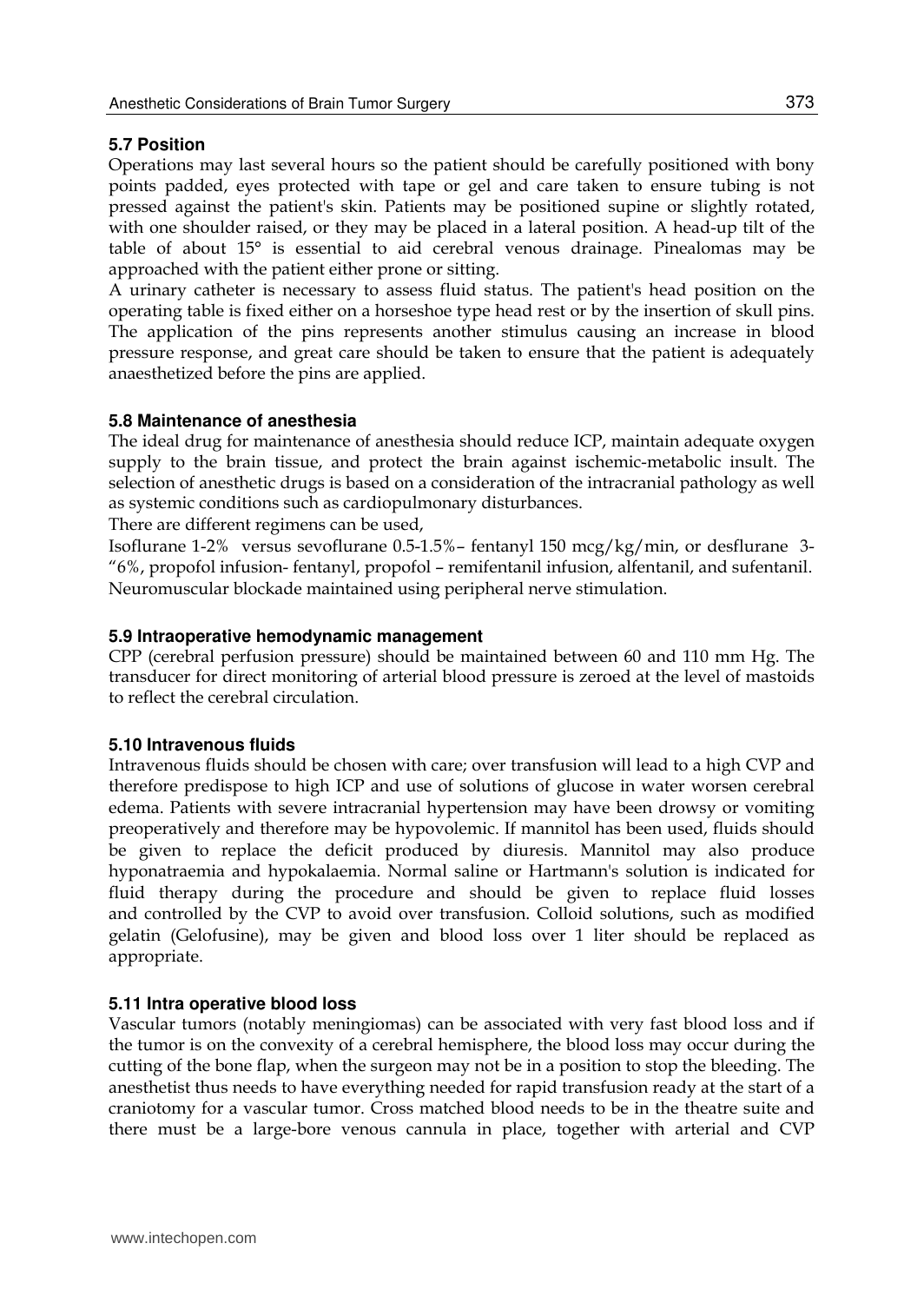### 5.7 Position

Operations may last several hours so the patient should be carefully positioned with bony points padded, eyes protected with tape or gel and care taken to ensure tubing is not pressed against the patient's skin. Patients may be positioned supine or slightly rotated, with one shoulder raised, or they may be placed in a lateral position. A head-up tilt of the table of about 15° is essential to aid cerebral venous drainage. Pinealomas may be approached with the patient either prone or sitting.

A urinary catheter is necessary to assess fluid status. The patient's head position on the operating table is fixed either on a horseshoe type head rest or by the insertion of skull pins. The application of the pins represents another stimulus causing an increase in blood pressure response, and great care should be taken to ensure that the patient is adequately anaesthetized before the pins are applied.

### 5.8 Maintenance of anesthesia

The ideal drug for maintenance of anesthesia should reduce ICP, maintain adequate oxygen supply to the brain tissue, and protect the brain against ischemic-metabolic insult. The selection of anesthetic drugs is based on a consideration of the intracranial pathology as well as systemic conditions such as cardiopulmonary disturbances.

There are different regimens can be used,

Isoflurane 1-2% versus sevoflurane 0.5-1.5%– fentanyl 150 mcg/kg/min, or desflurane 3-"6%, propofol infusion- fentanyl, propofol – remifentanil infusion, alfentanil, and sufentanil. Neuromuscular blockade maintained using peripheral nerve stimulation.

### 5.9 Intraoperative hemodynamic management

CPP (cerebral perfusion pressure) should be maintained between 60 and 110 mm Hg. The transducer for direct monitoring of arterial blood pressure is zeroed at the level of mastoids to reflect the cerebral circulation.

### 5.10 Intravenous fluids

Intravenous fluids should be chosen with care; over transfusion will lead to a high CVP and therefore predispose to high ICP and use of solutions of glucose in water worsen cerebral edema. Patients with severe intracranial hypertension may have been drowsy or vomiting preoperatively and therefore may be hypovolemic. If mannitol has been used, fluids should be given to replace the deficit produced by diuresis. Mannitol may also produce hyponatraemia and hypokalaemia. Normal saline or Hartmann's solution is indicated for fluid therapy during the procedure and should be given to replace fluid losses and controlled by the CVP to avoid over transfusion. Colloid solutions, such as modified gelatin (Gelofusine), may be given and blood loss over 1 liter should be replaced as appropriate.

### 5.11 Intra operative blood loss

Vascular tumors (notably meningiomas) can be associated with very fast blood loss and if the tumor is on the convexity of a cerebral hemisphere, the blood loss may occur during the cutting of the bone flap, when the surgeon may not be in a position to stop the bleeding. The anesthetist thus needs to have everything needed for rapid transfusion ready at the start of a craniotomy for a vascular tumor. Cross matched blood needs to be in the theatre suite and there must be a large-bore venous cannula in place, together with arterial and CVP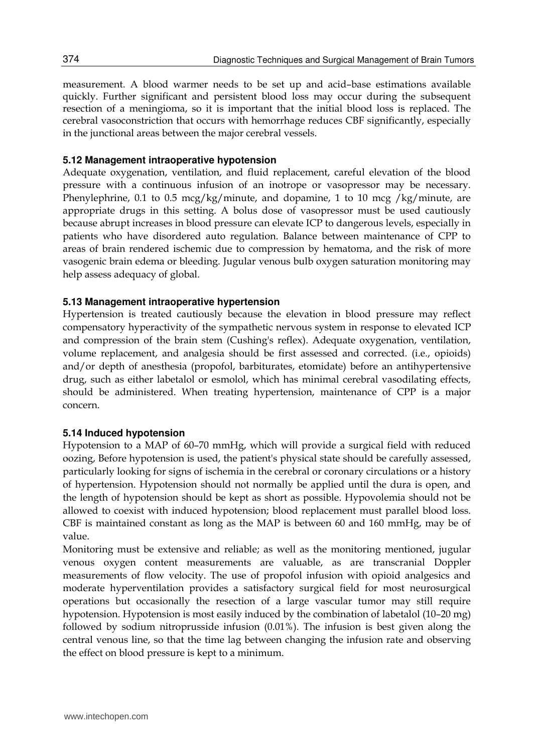measurement. A blood warmer needs to be set up and acid–base estimations available quickly. Further significant and persistent blood loss may occur during the subsequent resection of a meningioma, so it is important that the initial blood loss is replaced. The cerebral vasoconstriction that occurs with hemorrhage reduces CBF significantly, especially in the junctional areas between the major cerebral vessels.

### 5.12 Management intraoperative hypotension

Adequate oxygenation, ventilation, and fluid replacement, careful elevation of the blood pressure with a continuous infusion of an inotrope or vasopressor may be necessary. Phenylephrine, 0.1 to 0.5 mcg/kg/minute, and dopamine, 1 to 10 mcg /kg/minute, are appropriate drugs in this setting. A bolus dose of vasopressor must be used cautiously because abrupt increases in blood pressure can elevate ICP to dangerous levels, especially in patients who have disordered auto regulation. Balance between maintenance of CPP to areas of brain rendered ischemic due to compression by hematoma, and the risk of more vasogenic brain edema or bleeding. Jugular venous bulb oxygen saturation monitoring may help assess adequacy of global.

### 5.13 Management intraoperative hypertension

Hypertension is treated cautiously because the elevation in blood pressure may reflect compensatory hyperactivity of the sympathetic nervous system in response to elevated ICP and compression of the brain stem (Cushing's reflex). Adequate oxygenation, ventilation, volume replacement, and analgesia should be first assessed and corrected. (i.e., opioids) and/or depth of anesthesia (propofol, barbiturates, etomidate) before an antihypertensive drug, such as either labetalol or esmolol, which has minimal cerebral vasodilating effects, should be administered. When treating hypertension, maintenance of CPP is a major concern.

### 5.14 Induced hypotension

Hypotension to a MAP of 60–70 mmHg, which will provide a surgical field with reduced oozing, Before hypotension is used, the patient's physical state should be carefully assessed, particularly looking for signs of ischemia in the cerebral or coronary circulations or a history of hypertension. Hypotension should not normally be applied until the dura is open, and the length of hypotension should be kept as short as possible. Hypovolemia should not be allowed to coexist with induced hypotension; blood replacement must parallel blood loss. CBF is maintained constant as long as the MAP is between 60 and 160 mmHg, may be of value.

Monitoring must be extensive and reliable; as well as the monitoring mentioned, jugular venous oxygen content measurements are valuable, as are transcranial Doppler measurements of flow velocity. The use of propofol infusion with opioid analgesics and moderate hyperventilation provides a satisfactory surgical field for most neurosurgical operations but occasionally the resection of a large vascular tumor may still require hypotension. Hypotension is most easily induced by the combination of labetalol (10–20 mg) followed by sodium nitroprusside infusion (0.01%). The infusion is best given along the central venous line, so that the time lag between changing the infusion rate and observing the effect on blood pressure is kept to a minimum.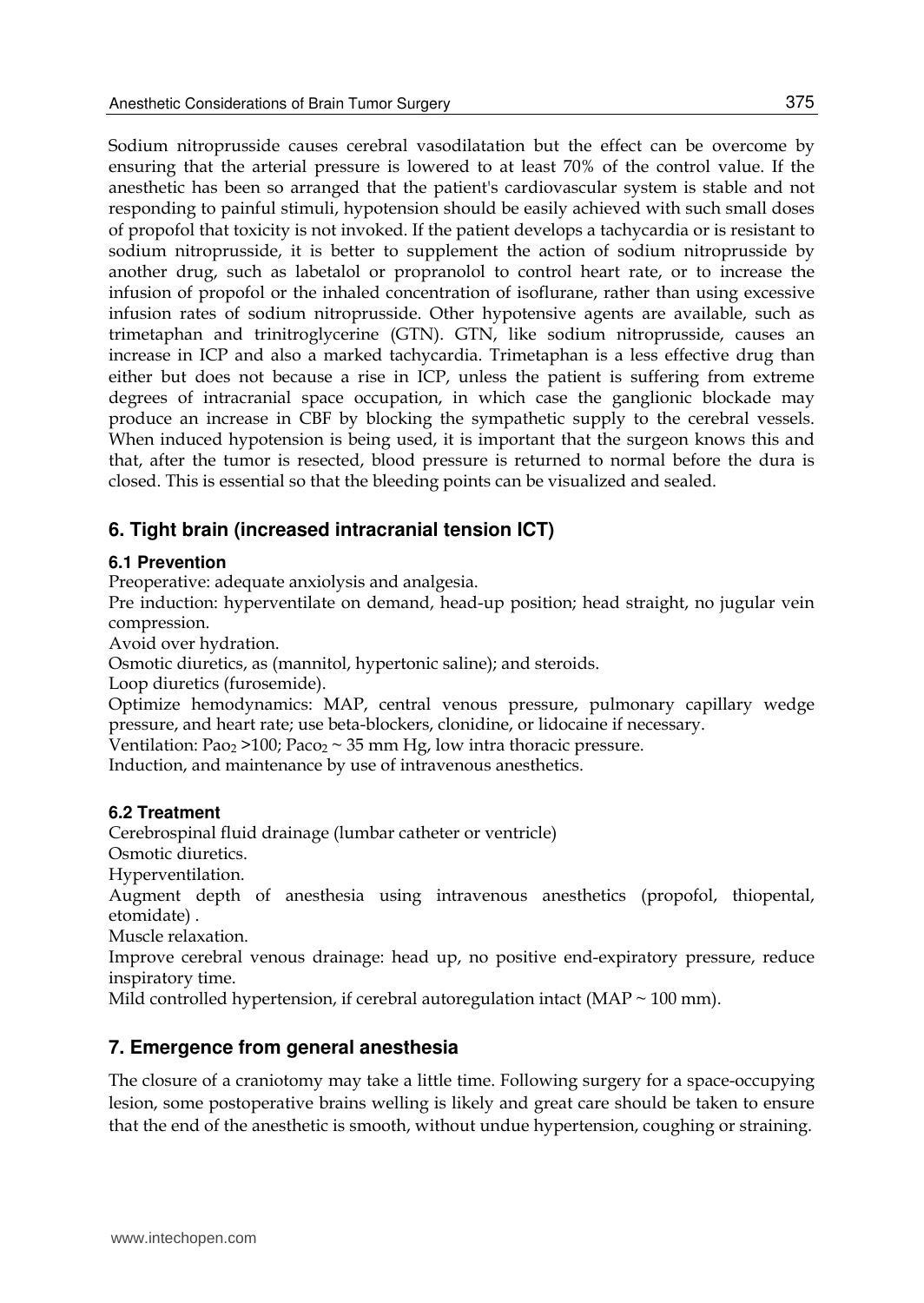Sodium nitroprusside causes cerebral vasodilatation but the effect can be overcome by ensuring that the arterial pressure is lowered to at least 70% of the control value. If the anesthetic has been so arranged that the patient's cardiovascular system is stable and not responding to painful stimuli, hypotension should be easily achieved with such small doses of propofol that toxicity is not invoked. If the patient develops a tachycardia or is resistant to sodium nitroprusside, it is better to supplement the action of sodium nitroprusside by another drug, such as labetalol or propranolol to control heart rate, or to increase the infusion of propofol or the inhaled concentration of isoflurane, rather than using excessive infusion rates of sodium nitroprusside. Other hypotensive agents are available, such as trimetaphan and trinitroglycerine (GTN). GTN, like sodium nitroprusside, causes an increase in ICP and also a marked tachycardia. Trimetaphan is a less effective drug than either but does not because a rise in ICP, unless the patient is suffering from extreme degrees of intracranial space occupation, in which case the ganglionic blockade may produce an increase in CBF by blocking the sympathetic supply to the cerebral vessels. When induced hypotension is being used, it is important that the surgeon knows this and that, after the tumor is resected, blood pressure is returned to normal before the dura is closed. This is essential so that the bleeding points can be visualized and sealed.

## 6. Tight brain (increased intracranial tension ICT)

### 6.1 Prevention

Preoperative: adequate anxiolysis and analgesia.

Pre induction: hyperventilate on demand, head-up position; head straight, no jugular vein compression.

Avoid over hydration.

Osmotic diuretics, as (mannitol, hypertonic saline); and steroids.

Loop diuretics (furosemide).

Optimize hemodynamics: MAP, central venous pressure, pulmonary capillary wedge pressure, and heart rate; use beta-blockers, clonidine, or lidocaine if necessary.

Ventilation: $Pao_2$ >100; $Paco_2$ ~ 35 mm Hg, low intra thoracic pressure.

Induction, and maintenance by use of intravenous anesthetics.

### 6.2 Treatment

Cerebrospinal fluid drainage (lumbar catheter or ventricle)

Osmotic diuretics.

Hyperventilation.

Augment depth of anesthesia using intravenous anesthetics (propofol, thiopental, etomidate) .

Muscle relaxation.

Improve cerebral venous drainage: head up, no positive end-expiratory pressure, reduce inspiratory time.

Mild controlled hypertension, if cerebral autoregulation intact (MAP ~ 100 mm).

## 7. Emergence from general anesthesia

The closure of a craniotomy may take a little time. Following surgery for a space-occupying lesion, some postoperative brains welling is likely and great care should be taken to ensure that the end of the anesthetic is smooth, without undue hypertension, coughing or straining.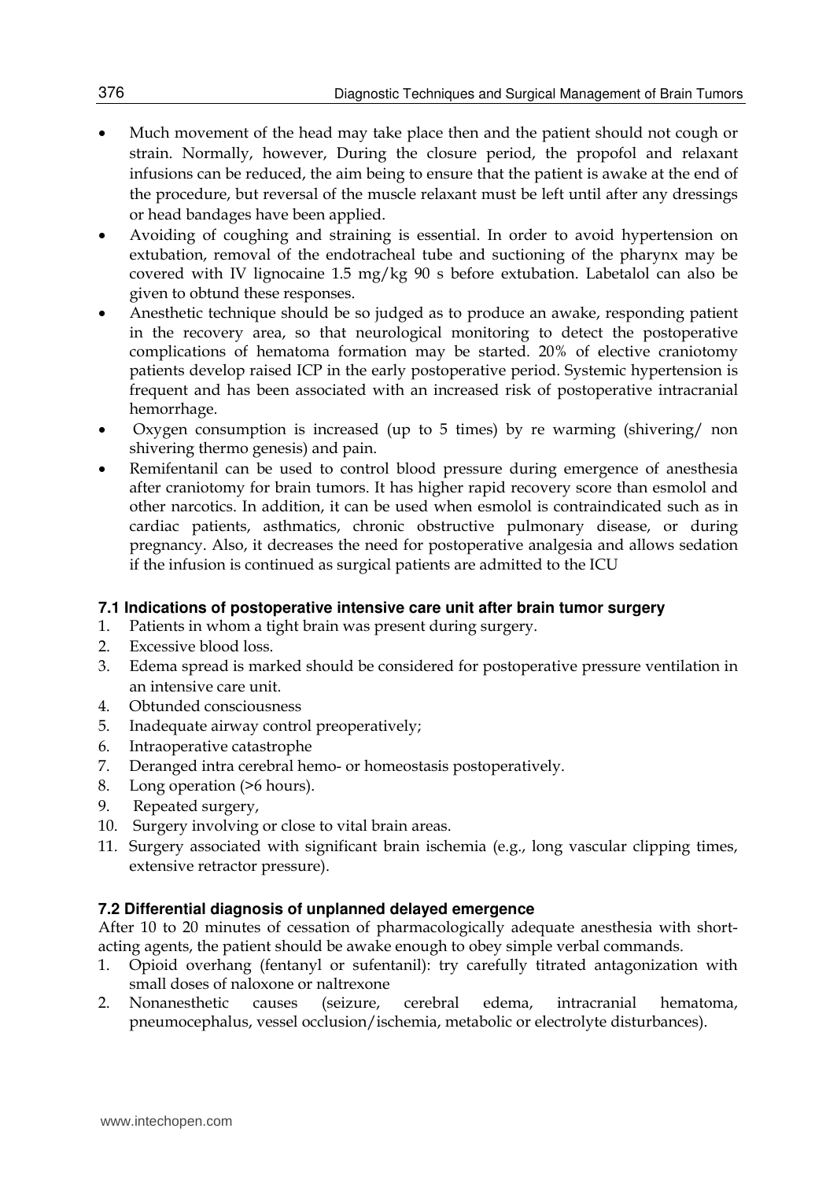- Much movement of the head may take place then and the patient should not cough or strain. Normally, however, During the closure period, the propofol and relaxant infusions can be reduced, the aim being to ensure that the patient is awake at the end of the procedure, but reversal of the muscle relaxant must be left until after any dressings or head bandages have been applied.
- Avoiding of coughing and straining is essential. In order to avoid hypertension on extubation, removal of the endotracheal tube and suctioning of the pharynx may be covered with IV lignocaine 1.5 mg/kg 90 s before extubation. Labetalol can also be given to obtund these responses.
- Anesthetic technique should be so judged as to produce an awake, responding patient in the recovery area, so that neurological monitoring to detect the postoperative complications of hematoma formation may be started. 20% of elective craniotomy patients develop raised ICP in the early postoperative period. Systemic hypertension is frequent and has been associated with an increased risk of postoperative intracranial hemorrhage.
- Oxygen consumption is increased (up to 5 times) by re warming (shivering/ non shivering thermo genesis) and pain.
- Remifentanil can be used to control blood pressure during emergence of anesthesia after craniotomy for brain tumors. It has higher rapid recovery score than esmolol and other narcotics. In addition, it can be used when esmolol is contraindicated such as in cardiac patients, asthmatics, chronic obstructive pulmonary disease, or during pregnancy. Also, it decreases the need for postoperative analgesia and allows sedation if the infusion is continued as surgical patients are admitted to the ICU

### 7.1 Indications of postoperative intensive care unit after brain tumor surgery

1. Patients in whom a tight brain was present during surgery.
2. Excessive blood loss.
3. Edema spread is marked should be considered for postoperative pressure ventilation in an intensive care unit.
4. Obtunded consciousness
5. Inadequate airway control preoperatively;
6. Intraoperative catastrophe
7. Deranged intra cerebral hemo- or homeostasis postoperatively.
8. Long operation (>6 hours).
9. Repeated surgery,
10. Surgery involving or close to vital brain areas.
11. Surgery associated with significant brain ischemia (e.g., long vascular clipping times, extensive retractor pressure).

### 7.2 Differential diagnosis of unplanned delayed emergence

After 10 to 20 minutes of cessation of pharmacologically adequate anesthesia with short-acting agents, the patient should be awake enough to obey simple verbal commands.

1. Opioid overhang (fentanyl or sufentanil): try carefully titrated antagonization with small doses of naloxone or naltrexone
2. Nonanesthetic causes (seizure, cerebral edema, intracranial hematoma, pneumocephalus, vessel occlusion/ischemia, metabolic or electrolyte disturbances).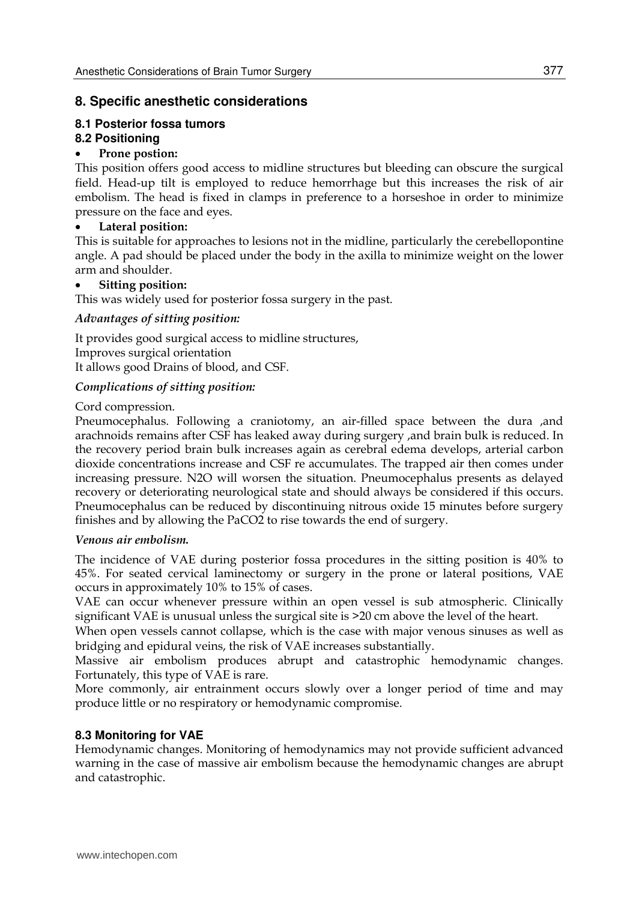## 8. Specific anesthetic considerations

### 8.1 Posterior fossa tumors

### 8.2 Positioning

- **Prone postion:**

This position offers good access to midline structures but bleeding can obscure the surgical field. Head-up tilt is employed to reduce hemorrhage but this increases the risk of air embolism. The head is fixed in clamps in preference to a horseshoe in order to minimize pressure on the face and eyes.

- **Lateral position:**

This is suitable for approaches to lesions not in the midline, particularly the cerebellopontine angle. A pad should be placed under the body in the axilla to minimize weight on the lower arm and shoulder.

- **Sitting position:**

This was widely used for posterior fossa surgery in the past.

*Advantages of sitting position:*

It provides good surgical access to midline structures,
Improves surgical orientation
It allows good Drains of blood, and CSF.

*Complications of sitting position:*

Cord compression.

Pneumocephalus. Following a craniotomy, an air-filled space between the dura ,and arachnoids remains after CSF has leaked away during surgery ,and brain bulk is reduced. In the recovery period brain bulk increases again as cerebral edema develops, arterial carbon dioxide concentrations increase and CSF re accumulates. The trapped air then comes under increasing pressure. $N_2O$ will worsen the situation. Pneumocephalus presents as delayed recovery or deteriorating neurological state and should always be considered if this occurs. Pneumocephalus can be reduced by discontinuing nitrous oxide 15 minutes before surgery finishes and by allowing the $PaCO_2$ to rise towards the end of surgery.

***Venous air embolism.***

The incidence of VAE during posterior fossa procedures in the sitting position is 40% to 45%. For seated cervical laminectomy or surgery in the prone or lateral positions, VAE occurs in approximately 10% to 15% of cases.

VAE can occur whenever pressure within an open vessel is sub atmospheric. Clinically significant VAE is unusual unless the surgical site is >20 cm above the level of the heart.

When open vessels cannot collapse, which is the case with major venous sinuses as well as bridging and epidural veins, the risk of VAE increases substantially.

Massive air embolism produces abrupt and catastrophic hemodynamic changes. Fortunately, this type of VAE is rare.

More commonly, air entrainment occurs slowly over a longer period of time and may produce little or no respiratory or hemodynamic compromise.

### 8.3 Monitoring for VAE

Hemodynamic changes. Monitoring of hemodynamics may not provide sufficient advanced warning in the case of massive air embolism because the hemodynamic changes are abrupt and catastrophic.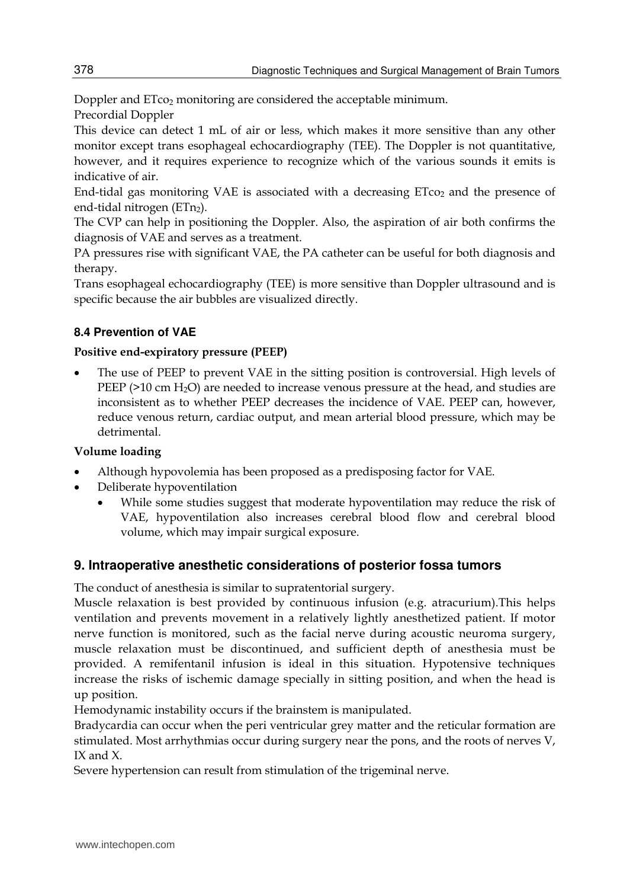Doppler and $ETco_2$ monitoring are considered the acceptable minimum.

Precordial Doppler

This device can detect 1 mL of air or less, which makes it more sensitive than any other monitor except trans esophageal echocardiography (TEE). The Doppler is not quantitative, however, and it requires experience to recognize which of the various sounds it emits is indicative of air.

End-tidal gas monitoring VAE is associated with a decreasing $ETco_2$ and the presence of end-tidal nitrogen ($ETn_2$).

The CVP can help in positioning the Doppler. Also, the aspiration of air both confirms the diagnosis of VAE and serves as a treatment.

PA pressures rise with significant VAE, the PA catheter can be useful for both diagnosis and therapy.

Trans esophageal echocardiography (TEE) is more sensitive than Doppler ultrasound and is specific because the air bubbles are visualized directly.

### 8.4 Prevention of VAE

**Positive end-expiratory pressure (PEEP)**

- The use of PEEP to prevent VAE in the sitting position is controversial. High levels of PEEP (>10 cm $H_2O$) are needed to increase venous pressure at the head, and studies are inconsistent as to whether PEEP decreases the incidence of VAE. PEEP can, however, reduce venous return, cardiac output, and mean arterial blood pressure, which may be detrimental.

**Volume loading**

- Although hypovolemia has been proposed as a predisposing factor for VAE.
- Deliberate hypoventilation
  - While some studies suggest that moderate hypoventilation may reduce the risk of VAE, hypoventilation also increases cerebral blood flow and cerebral blood volume, which may impair surgical exposure.

## 9. Intraoperative anesthetic considerations of posterior fossa tumors

The conduct of anesthesia is similar to supratentorial surgery.

Muscle relaxation is best provided by continuous infusion (e.g. atracurium).This helps ventilation and prevents movement in a relatively lightly anesthetized patient. If motor nerve function is monitored, such as the facial nerve during acoustic neuroma surgery, muscle relaxation must be discontinued, and sufficient depth of anesthesia must be provided. A remifentanil infusion is ideal in this situation. Hypotensive techniques increase the risks of ischemic damage specially in sitting position, and when the head is up position.

Hemodynamic instability occurs if the brainstem is manipulated.

Bradycardia can occur when the peri ventricular grey matter and the reticular formation are stimulated. Most arrhythmias occur during surgery near the pons, and the roots of nerves V, IX and X.

Severe hypertension can result from stimulation of the trigeminal nerve.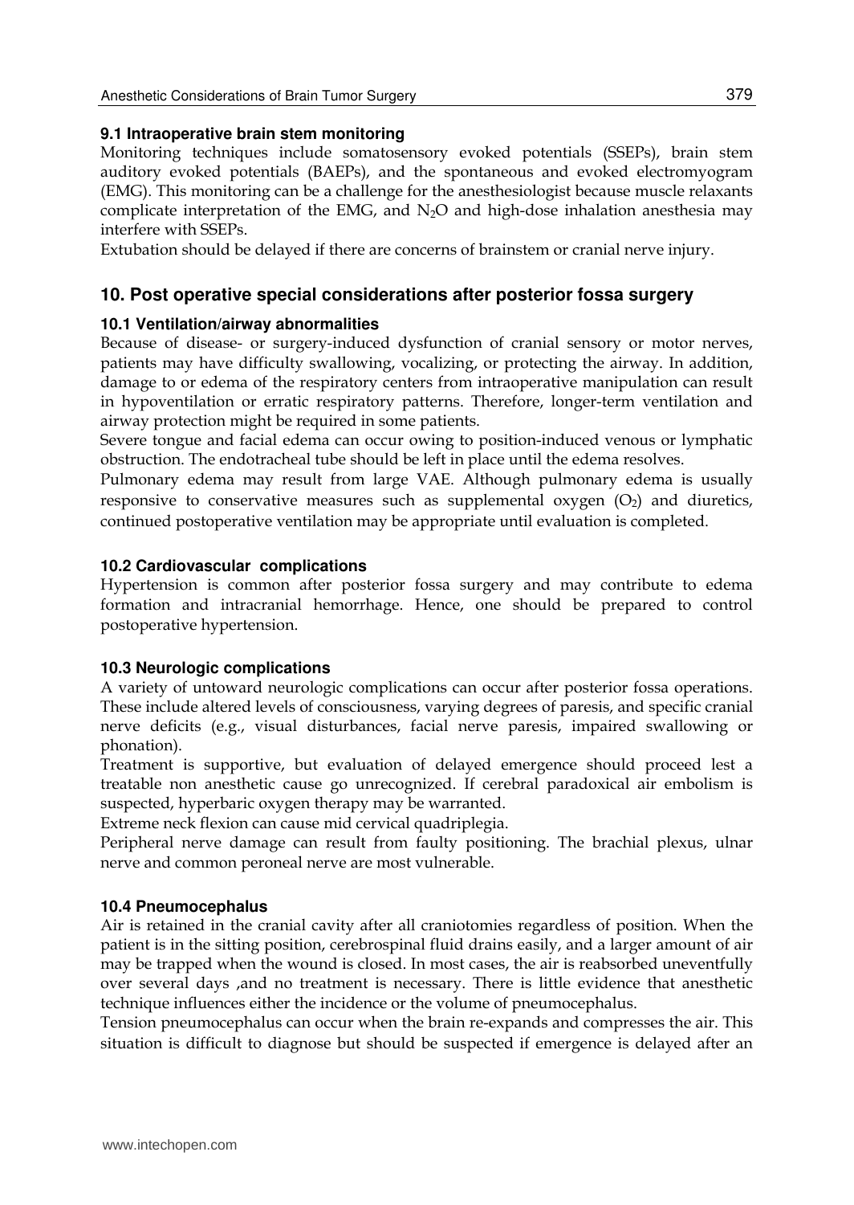### 9.1 Intraoperative brain stem monitoring

Monitoring techniques include somatosensory evoked potentials (SSEPs), brain stem auditory evoked potentials (BAEPs), and the spontaneous and evoked electromyogram (EMG). This monitoring can be a challenge for the anesthesiologist because muscle relaxants complicate interpretation of the EMG, and $N_2O$ and high-dose inhalation anesthesia may interfere with SSEPs.

Extubation should be delayed if there are concerns of brainstem or cranial nerve injury.

## 10. Post operative special considerations after posterior fossa surgery

### 10.1 Ventilation/airway abnormalities

Because of disease- or surgery-induced dysfunction of cranial sensory or motor nerves, patients may have difficulty swallowing, vocalizing, or protecting the airway. In addition, damage to or edema of the respiratory centers from intraoperative manipulation can result in hypoventilation or erratic respiratory patterns. Therefore, longer-term ventilation and airway protection might be required in some patients.

Severe tongue and facial edema can occur owing to position-induced venous or lymphatic obstruction. The endotracheal tube should be left in place until the edema resolves.

Pulmonary edema may result from large VAE. Although pulmonary edema is usually responsive to conservative measures such as supplemental oxygen ($O_2$) and diuretics, continued postoperative ventilation may be appropriate until evaluation is completed.

### 10.2 Cardiovascular complications

Hypertension is common after posterior fossa surgery and may contribute to edema formation and intracranial hemorrhage. Hence, one should be prepared to control postoperative hypertension.

### 10.3 Neurologic complications

A variety of untoward neurologic complications can occur after posterior fossa operations. These include altered levels of consciousness, varying degrees of paresis, and specific cranial nerve deficits (e.g., visual disturbances, facial nerve paresis, impaired swallowing or phonation).

Treatment is supportive, but evaluation of delayed emergence should proceed lest a treatable non anesthetic cause go unrecognized. If cerebral paradoxical air embolism is suspected, hyperbaric oxygen therapy may be warranted.

Extreme neck flexion can cause mid cervical quadriplegia.

Peripheral nerve damage can result from faulty positioning. The brachial plexus, ulnar nerve and common peroneal nerve are most vulnerable.

### 10.4 Pneumocephalus

Air is retained in the cranial cavity after all craniotomies regardless of position. When the patient is in the sitting position, cerebrospinal fluid drains easily, and a larger amount of air may be trapped when the wound is closed. In most cases, the air is reabsorbed uneventfully over several days ,and no treatment is necessary. There is little evidence that anesthetic technique influences either the incidence or the volume of pneumocephalus.

Tension pneumocephalus can occur when the brain re-expands and compresses the air. This situation is difficult to diagnose but should be suspected if emergence is delayed after an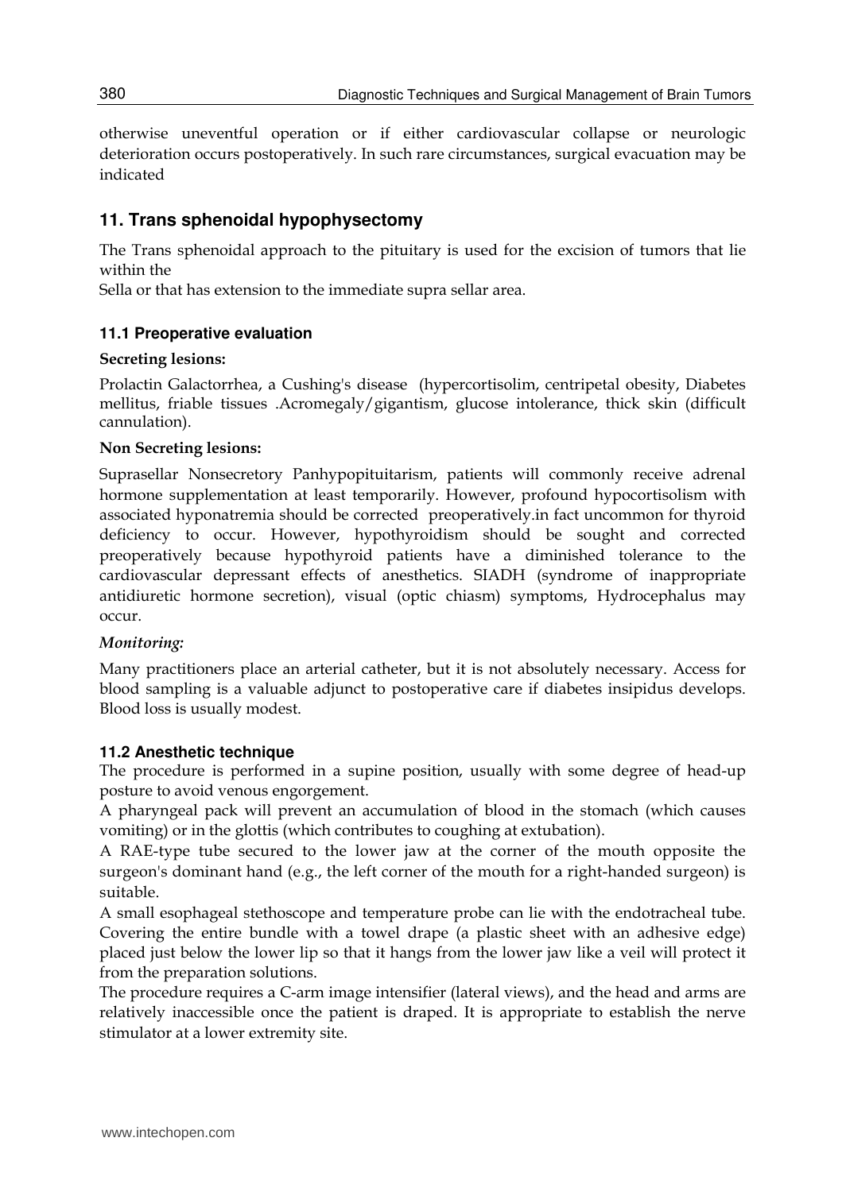otherwise uneventful operation or if either cardiovascular collapse or neurologic deterioration occurs postoperatively. In such rare circumstances, surgical evacuation may be indicated

## 11. Trans sphenoidal hypophysectomy

The Trans sphenoidal approach to the pituitary is used for the excision of tumors that lie within the
Sella or that has extension to the immediate supra sellar area.

### 11.1 Preoperative evaluation

**Secreting lesions:**

Prolactin Galactorrhea, a Cushing's disease (hypercortisolim, centripetal obesity, Diabetes mellitus, friable tissues .Acromegaly/gigantism, glucose intolerance, thick skin (difficult cannulation).

**Non Secreting lesions:**

Suprasellar Nonsecretory Panhypopituitarism, patients will commonly receive adrenal hormone supplementation at least temporarily. However, profound hypocortisolism with associated hyponatremia should be corrected preoperatively.in fact uncommon for thyroid deficiency to occur. However, hypothyroidism should be sought and corrected preoperatively because hypothyroid patients have a diminished tolerance to the cardiovascular depressant effects of anesthetics. SIADH (syndrome of inappropriate antidiuretic hormone secretion), visual (optic chiasm) symptoms, Hydrocephalus may occur.

*Monitoring:*

Many practitioners place an arterial catheter, but it is not absolutely necessary. Access for blood sampling is a valuable adjunct to postoperative care if diabetes insipidus develops. Blood loss is usually modest.

### 11.2 Anesthetic technique

The procedure is performed in a supine position, usually with some degree of head-up posture to avoid venous engorgement.

A pharyngeal pack will prevent an accumulation of blood in the stomach (which causes vomiting) or in the glottis (which contributes to coughing at extubation).

A RAE-type tube secured to the lower jaw at the corner of the mouth opposite the surgeon's dominant hand (e.g., the left corner of the mouth for a right-handed surgeon) is suitable.

A small esophageal stethoscope and temperature probe can lie with the endotracheal tube. Covering the entire bundle with a towel drape (a plastic sheet with an adhesive edge) placed just below the lower lip so that it hangs from the lower jaw like a veil will protect it from the preparation solutions.

The procedure requires a C-arm image intensifier (lateral views), and the head and arms are relatively inaccessible once the patient is draped. It is appropriate to establish the nerve stimulator at a lower extremity site.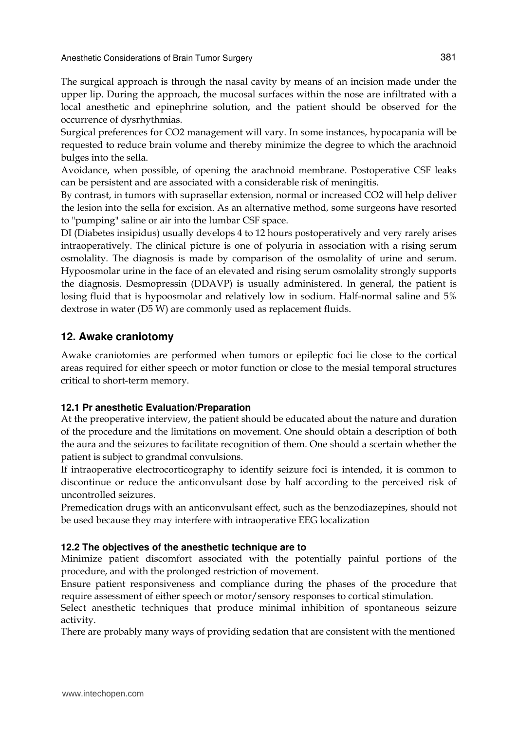The surgical approach is through the nasal cavity by means of an incision made under the upper lip. During the approach, the mucosal surfaces within the nose are infiltrated with a local anesthetic and epinephrine solution, and the patient should be observed for the occurrence of dysrhythmias.

Surgical preferences for $CO_2$ management will vary. In some instances, hypocapania will be requested to reduce brain volume and thereby minimize the degree to which the arachnoid bulges into the sella.

Avoidance, when possible, of opening the arachnoid membrane. Postoperative CSF leaks can be persistent and are associated with a considerable risk of meningitis.

By contrast, in tumors with suprasellar extension, normal or increased $CO_2$ will help deliver the lesion into the sella for excision. As an alternative method, some surgeons have resorted to "pumping" saline or air into the lumbar CSF space.

DI (Diabetes insipidus) usually develops 4 to 12 hours postoperatively and very rarely arises intraoperatively. The clinical picture is one of polyuria in association with a rising serum osmolality. The diagnosis is made by comparison of the osmolality of urine and serum. Hypoosmolar urine in the face of an elevated and rising serum osmolality strongly supports the diagnosis. Desmopressin (DDAVP) is usually administered. In general, the patient is losing fluid that is hypoosmolar and relatively low in sodium. Half-normal saline and 5% dextrose in water (D5 W) are commonly used as replacement fluids.

## 12. Awake craniotomy

Awake craniotomies are performed when tumors or epileptic foci lie close to the cortical areas required for either speech or motor function or close to the mesial temporal structures critical to short-term memory.

### 12.1 Pr anesthetic Evaluation/Preparation

At the preoperative interview, the patient should be educated about the nature and duration of the procedure and the limitations on movement. One should obtain a description of both the aura and the seizures to facilitate recognition of them. One should a scertain whether the patient is subject to grandmal convulsions.

If intraoperative electrocorticography to identify seizure foci is intended, it is common to discontinue or reduce the anticonvulsant dose by half according to the perceived risk of uncontrolled seizures.

Premedication drugs with an anticonvulsant effect, such as the benzodiazepines, should not be used because they may interfere with intraoperative EEG localization

### 12.2 The objectives of the anesthetic technique are to

Minimize patient discomfort associated with the potentially painful portions of the procedure, and with the prolonged restriction of movement.

Ensure patient responsiveness and compliance during the phases of the procedure that require assessment of either speech or motor/sensory responses to cortical stimulation.

Select anesthetic techniques that produce minimal inhibition of spontaneous seizure activity.

There are probably many ways of providing sedation that are consistent with the mentioned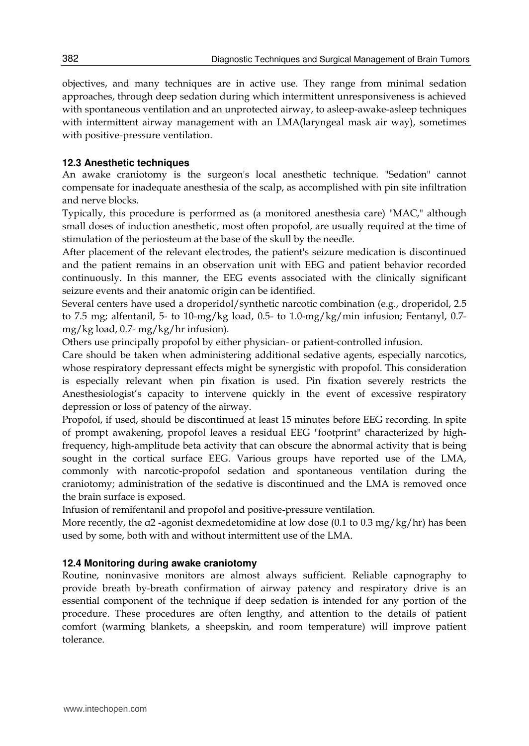objectives, and many techniques are in active use. They range from minimal sedation approaches, through deep sedation during which intermittent unresponsiveness is achieved with spontaneous ventilation and an unprotected airway, to asleep-awake-asleep techniques with intermittent airway management with an LMA(laryngeal mask air way), sometimes with positive-pressure ventilation.

### 12.3 Anesthetic techniques

An awake craniotomy is the surgeon's local anesthetic technique. "Sedation" cannot compensate for inadequate anesthesia of the scalp, as accomplished with pin site infiltration and nerve blocks.

Typically, this procedure is performed as (a monitored anesthesia care) "MAC," although small doses of induction anesthetic, most often propofol, are usually required at the time of stimulation of the periosteum at the base of the skull by the needle.

After placement of the relevant electrodes, the patient's seizure medication is discontinued and the patient remains in an observation unit with EEG and patient behavior recorded continuously. In this manner, the EEG events associated with the clinically significant seizure events and their anatomic origin can be identified.

Several centers have used a droperidol/synthetic narcotic combination (e.g., droperidol, 2.5 to 7.5 mg; alfentanil, 5- to 10-mg/kg load, 0.5- to 1.0-mg/kg/min infusion; Fentanyl, 0.7-mg/kg load, 0.7- mg/kg/hr infusion).

Others use principally propofol by either physician- or patient-controlled infusion.

Care should be taken when administering additional sedative agents, especially narcotics, whose respiratory depressant effects might be synergistic with propofol. This consideration is especially relevant when pin fixation is used. Pin fixation severely restricts the Anesthesiologist's capacity to intervene quickly in the event of excessive respiratory depression or loss of patency of the airway.

Propofol, if used, should be discontinued at least 15 minutes before EEG recording. In spite of prompt awakening, propofol leaves a residual EEG "footprint" characterized by high-frequency, high-amplitude beta activity that can obscure the abnormal activity that is being sought in the cortical surface EEG. Various groups have reported use of the LMA, commonly with narcotic-propofol sedation and spontaneous ventilation during the craniotomy; administration of the sedative is discontinued and the LMA is removed once the brain surface is exposed.

Infusion of remifentanil and propofol and positive-pressure ventilation.

More recently, the $\alpha 2$ -agonist dexmedetomidine at low dose (0.1 to 0.3 mg/kg/hr) has been used by some, both with and without intermittent use of the LMA.

### 12.4 Monitoring during awake craniotomy

Routine, noninvasive monitors are almost always sufficient. Reliable capnography to provide breath by-breath confirmation of airway patency and respiratory drive is an essential component of the technique if deep sedation is intended for any portion of the procedure. These procedures are often lengthy, and attention to the details of patient comfort (warming blankets, a sheepskin, and room temperature) will improve patient tolerance.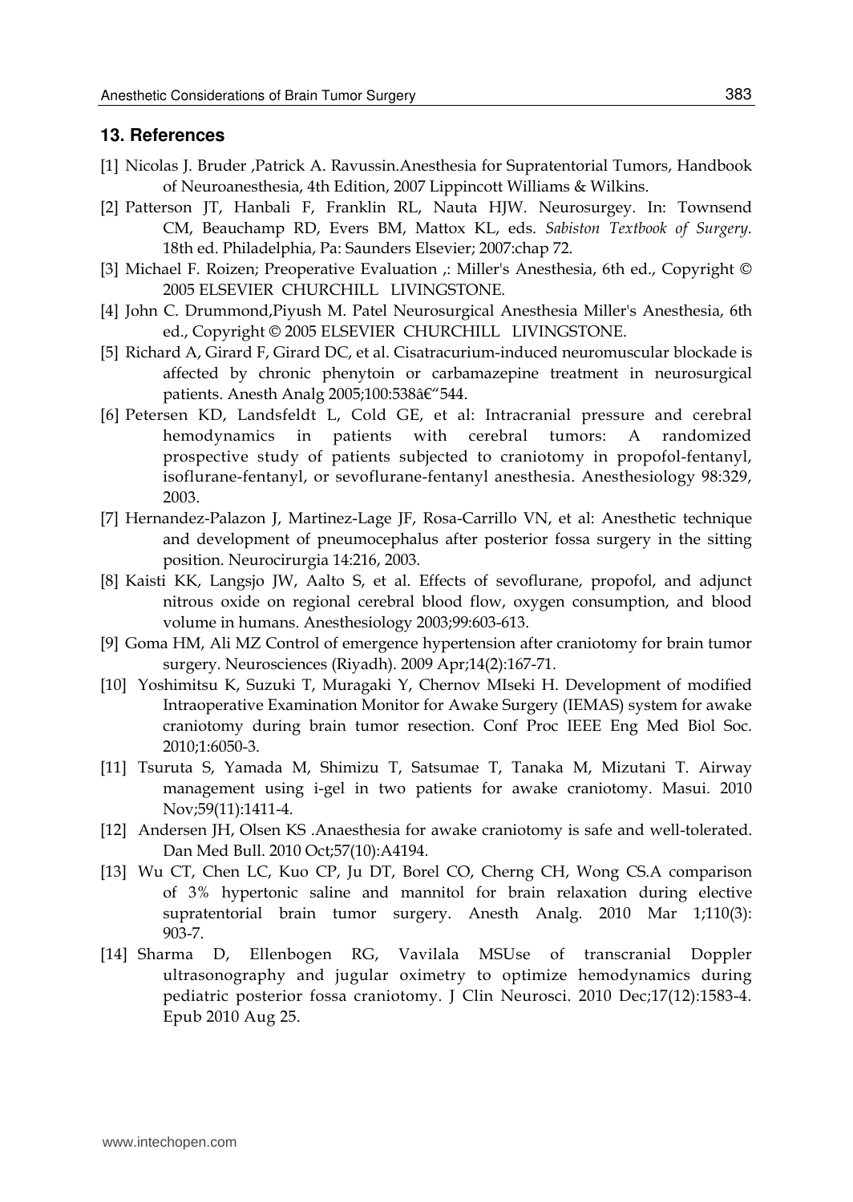## 13. References

[1] Nicolas J. Bruder ,Patrick A. Ravussin.Anesthesia for Supratentorial Tumors, Handbook of Neuroanesthesia, 4th Edition, 2007 Lippincott Williams & Wilkins.

[2] Patterson JT, Hanbali F, Franklin RL, Nauta HJW. Neurosurgey. In: Townsend CM, Beauchamp RD, Evers BM, Mattox KL, eds. *Sabiston Textbook of Surgery*. 18th ed. Philadelphia, Pa: Saunders Elsevier; 2007:chap 72.

[3] Michael F. Roizen; Preoperative Evaluation ,: Miller's Anesthesia, 6th ed., Copyright © 2005 ELSEVIER CHURCHILL LIVINGSTONE.

[4] John C. Drummond,Piyush M. Patel Neurosurgical Anesthesia Miller's Anesthesia, 6th ed., Copyright © 2005 ELSEVIER CHURCHILL LIVINGSTONE.

[5] Richard A, Girard F, Girard DC, et al. Cisatracurium-induced neuromuscular blockade is affected by chronic phenytoin or carbamazepine treatment in neurosurgical patients. Anesth Analg 2005;100:538â€"544.

[6] Petersen KD, Landsfeldt L, Cold GE, et al: Intracranial pressure and cerebral hemodynamics in patients with cerebral tumors: A randomized prospective study of patients subjected to craniotomy in propofol-fentanyl, isoflurane-fentanyl, or sevoflurane-fentanyl anesthesia. Anesthesiology 98:329, 2003.

[7] Hernandez-Palazon J, Martinez-Lage JF, Rosa-Carrillo VN, et al: Anesthetic technique and development of pneumocephalus after posterior fossa surgery in the sitting position. Neurocirurgia 14:216, 2003.

[8] Kaisti KK, Langsjo JW, Aalto S, et al. Effects of sevoflurane, propofol, and adjunct nitrous oxide on regional cerebral blood flow, oxygen consumption, and blood volume in humans. Anesthesiology 2003;99:603-613.

[9] Goma HM, Ali MZ Control of emergence hypertension after craniotomy for brain tumor surgery. Neurosciences (Riyadh). 2009 Apr;14(2):167-71.

[10] Yoshimitsu K, Suzuki T, Muragaki Y, Chernov MIseki H. Development of modified Intraoperative Examination Monitor for Awake Surgery (IEMAS) system for awake craniotomy during brain tumor resection. Conf Proc IEEE Eng Med Biol Soc. 2010;1:6050-3.

[11] Tsuruta S, Yamada M, Shimizu T, Satsumae T, Tanaka M, Mizutani T. Airway management using i-gel in two patients for awake craniotomy. Masui. 2010 Nov;59(11):1411-4.

[12] Andersen JH, Olsen KS .Anaesthesia for awake craniotomy is safe and well-tolerated. Dan Med Bull. 2010 Oct;57(10):A4194.

[13] Wu CT, Chen LC, Kuo CP, Ju DT, Borel CO, Cherng CH, Wong CS.A comparison of 3% hypertonic saline and mannitol for brain relaxation during elective supratentorial brain tumor surgery. Anesth Analg. 2010 Mar 1;110(3): 903-7.

[14] Sharma D, Ellenbogen RG, Vavilala MSUse of transcranial Doppler ultrasonography and jugular oximetry to optimize hemodynamics during pediatric posterior fossa craniotomy. J Clin Neurosci. 2010 Dec;17(12):1583-4. Epub 2010 Aug 25.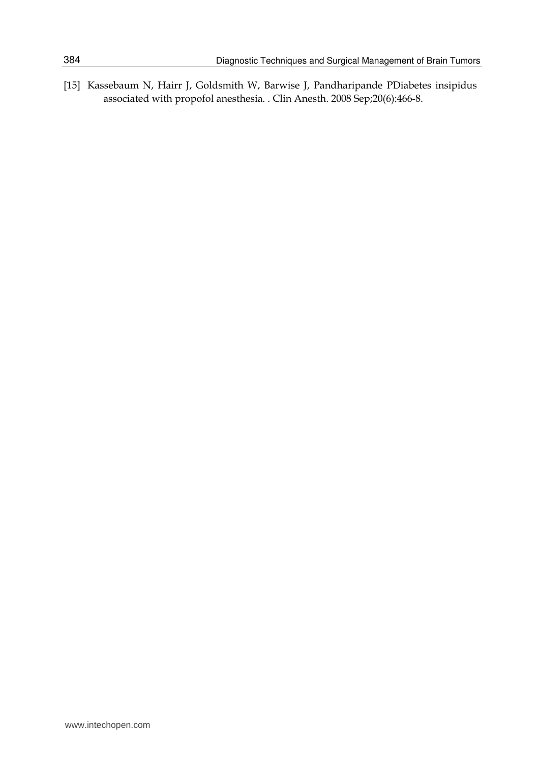[15] Kassebaum N, Hairr J, Goldsmith W, Barwise J, Pandharipande PDiabetes insipidus associated with propofol anesthesia. . Clin Anesth. 2008 Sep;20(6):466-8.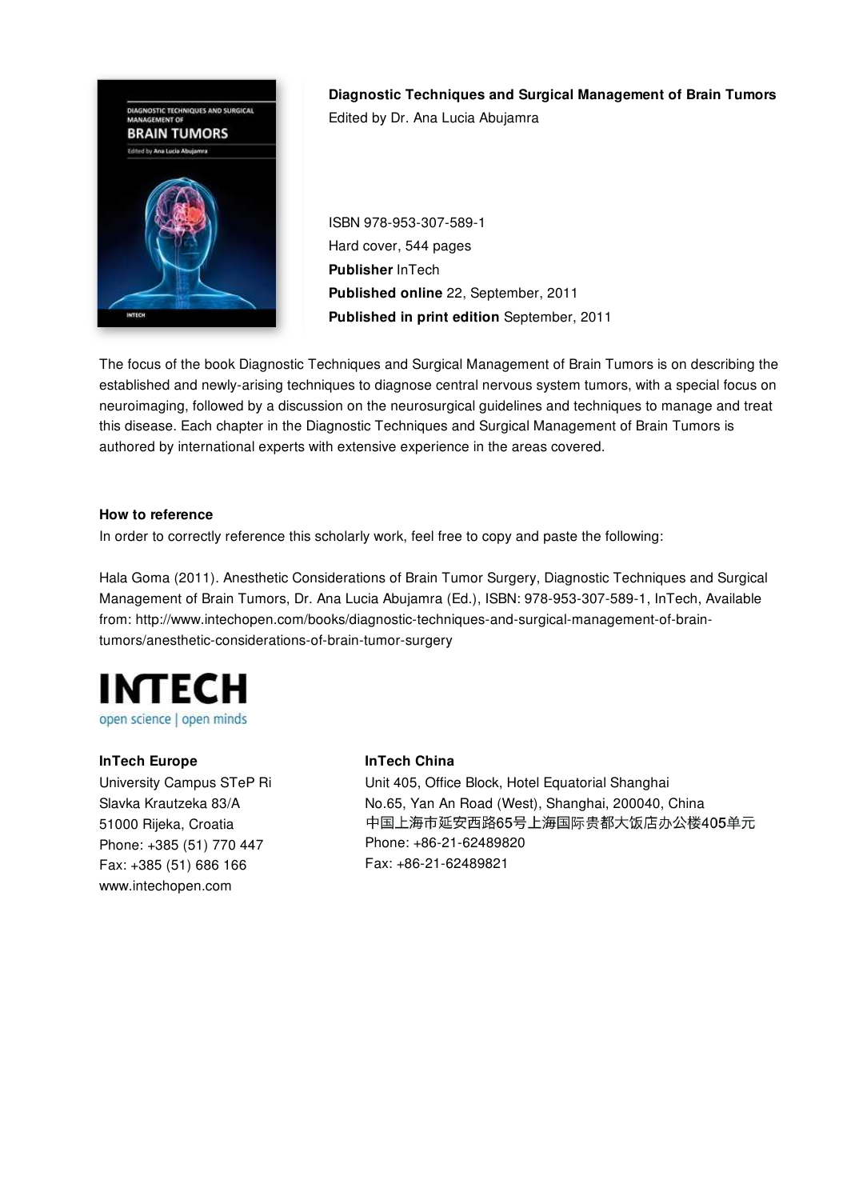**Diagnostic Techniques and Surgical Management of Brain Tumors**

Edited by Dr. Ana Lucia Abujamra

ISBN 978-953-307-589-1
Hard cover, 544 pages
**Publisher** InTech
**Published online** 22, September, 2011
**Published in print edition** September, 2011

The focus of the book Diagnostic Techniques and Surgical Management of Brain Tumors is on describing the established and newly-arising techniques to diagnose central nervous system tumors, with a special focus on neuroimaging, followed by a discussion on the neurosurgical guidelines and techniques to manage and treat this disease. Each chapter in the Diagnostic Techniques and Surgical Management of Brain Tumors is authored by international experts with extensive experience in the areas covered.

**How to reference**

In order to correctly reference this scholarly work, feel free to copy and paste the following:

Hala Goma (2011). Anesthetic Considerations of Brain Tumor Surgery, Diagnostic Techniques and Surgical Management of Brain Tumors, Dr. Ana Lucia Abujamra (Ed.), ISBN: 978-953-307-589-1, InTech, Available from: http://www.intechopen.com/books/diagnostic-techniques-and-surgical-management-of-brain-tumors/anesthetic-considerations-of-brain-tumor-surgery

**INTECH**
open science | open minds

**InTech Europe**
University Campus STeP Ri
Slavka Krautzeka 83/A
51000 Rijeka, Croatia
Phone: +385 (51) 770 447
Fax: +385 (51) 686 166
www.intechopen.com

**InTech China**
Unit 405, Office Block, Hotel Equatorial Shanghai
No.65, Yan An Road (West), Shanghai, 200040, China
中国上海市延安西路65号上海国际贵都大饭店办公楼405单元
Phone: +86-21-62489820
Fax: +86-21-62489821